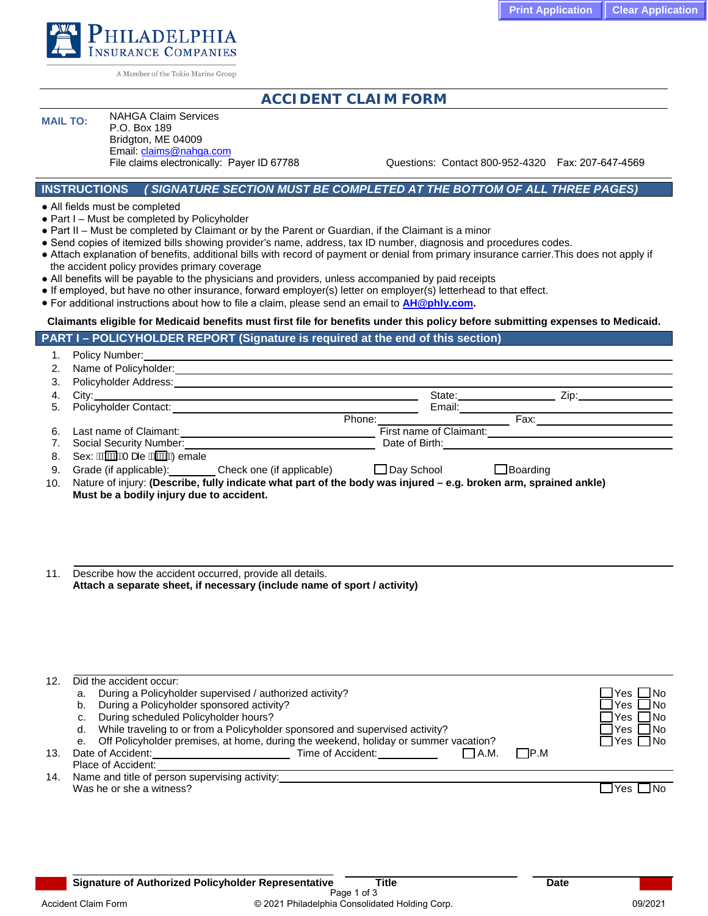Print Application | Clear Application

PHILADELPHIA INSURANCE COMPANIES

A Member of the Tokio Marine Group

# ACCIDENT CLAIM FORM

**MAIL TO:** NAHGA Claim Services
P.O. Box 189
Bridgton, ME 04009
Email: claims@nahga.com
File claims electronically: Payer ID 67788

Questions: Contact 800-952-4320 Fax: 207-647-4569

## INSTRUCTIONS *( SIGNATURE SECTION MUST BE COMPLETED AT THE BOTTOM OF ALL THREE PAGES)*

- All fields must be completed
- Part I – Must be completed by Policyholder
- Part II – Must be completed by Claimant or by the Parent or Guardian, if the Claimant is a minor
- Send copies of itemized bills showing provider's name, address, tax ID number, diagnosis and procedures codes.
- Attach explanation of benefits, additional bills with record of payment or denial from primary insurance carrier.This does not apply if the accident policy provides primary coverage
- All benefits will be payable to the physicians and providers, unless accompanied by paid receipts
- If employed, but have no other insurance, forward employer(s) letter on employer(s) letterhead to that effect.
- For additional instructions about how to file a claim, please send an email to **AH@phly.com**.

**Claimants eligible for Medicaid benefits must first file for benefits under this policy before submitting expenses to Medicaid.**

## PART I – POLICYHOLDER REPORT (Signature is required at the end of this section)

1. Policy Number: ____________________
2. Name of Policyholder: ____________________
3. Policyholder Address: ____________________
4. City: ____________________ State: __________ Zip: __________
5. Policyholder Contact: ____________________ Email: ____________________
   Phone: __________ Fax: __________
6. Last name of Claimant: ____________________ First name of Claimant: ____________________
7. Social Security Number: ____________________ Date of Birth: ____________________
8. Sex: ☐ Male ☐ Female
9. Grade (if applicable): ________ Check one (if applicable) ☐ Day School ☐ Boarding
10. Nature of injury: **(Describe, fully indicate what part of the body was injured – e.g. broken arm, sprained ankle) Must be a bodily injury due to accident.**

11. Describe how the accident occurred, provide all details.
    **Attach a separate sheet, if necessary (include name of sport / activity)**

12. Did the accident occur:
    a. During a Policyholder supervised / authorized activity? ☐ Yes ☐ No
    b. During a Policyholder sponsored activity? ☐ Yes ☐ No
    c. During scheduled Policyholder hours? ☐ Yes ☐ No
    d. While traveling to or from a Policyholder sponsored and supervised activity? ☐ Yes ☐ No
    e. Off Policyholder premises, at home, during the weekend, holiday or summer vacation? ☐ Yes ☐ No
13. Date of Accident: __________ Time of Accident: __________ ☐ A.M. ☐ P.M
    Place of Accident: ____________________
14. Name and title of person supervising activity: ____________________
    Was he or she a witness? ☐ Yes ☐ No

**Signature of Authorized Policyholder Representative** | **Title** | **Date**

Accident Claim Form — © 2021 Philadelphia Consolidated Holding Corp. — 09/2021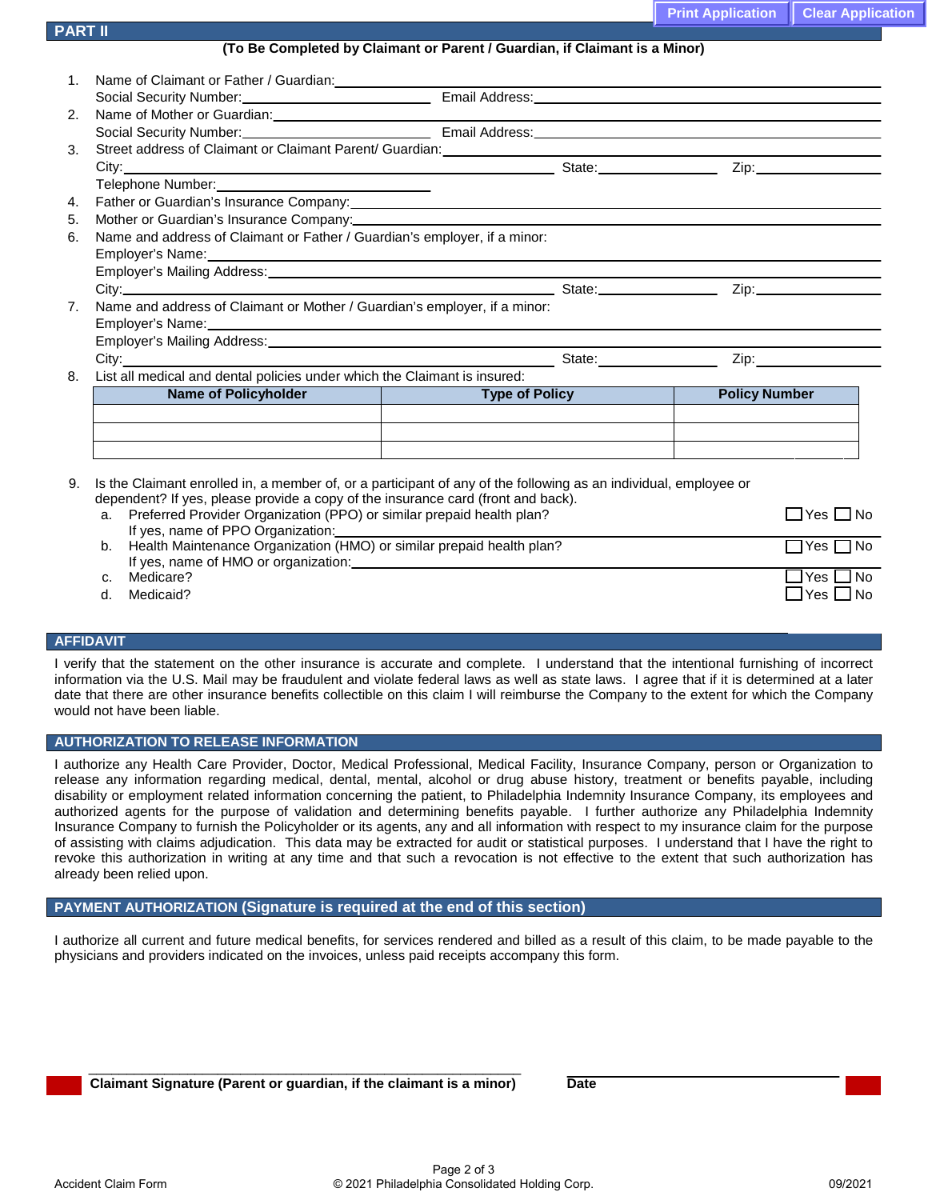## PART II

**(To Be Completed by Claimant or Parent / Guardian, if Claimant is a Minor)**

1. Name of Claimant or Father / Guardian: \_\_\_\_\_\_\_\_\_\_\_\_\_\_\_\_\_\_\_\_\_\_\_\_\_\_\_\_\_\_
   Social Security Number: \_\_\_\_\_\_\_\_\_\_\_\_\_\_\_\_ Email Address: \_\_\_\_\_\_\_\_\_\_\_\_\_\_\_\_
2. Name of Mother or Guardian: \_\_\_\_\_\_\_\_\_\_\_\_\_\_\_\_\_\_\_\_\_\_\_\_\_\_\_\_\_\_
   Social Security Number: \_\_\_\_\_\_\_\_\_\_\_\_\_\_\_\_ Email Address: \_\_\_\_\_\_\_\_\_\_\_\_\_\_\_\_
3. Street address of Claimant or Claimant Parent/ Guardian: \_\_\_\_\_\_\_\_\_\_\_\_\_\_\_\_
   City: \_\_\_\_\_\_\_\_\_\_\_\_\_\_\_\_ State: \_\_\_\_\_\_\_\_ Zip: \_\_\_\_\_\_\_\_
   Telephone Number: \_\_\_\_\_\_\_\_\_\_\_\_\_\_\_\_
4. Father or Guardian's Insurance Company: \_\_\_\_\_\_\_\_\_\_\_\_\_\_\_\_
5. Mother or Guardian's Insurance Company: \_\_\_\_\_\_\_\_\_\_\_\_\_\_\_\_
6. Name and address of Claimant or Father / Guardian's employer, if a minor:
   Employer's Name: \_\_\_\_\_\_\_\_\_\_\_\_\_\_\_\_
   Employer's Mailing Address: \_\_\_\_\_\_\_\_\_\_\_\_\_\_\_\_
   City: \_\_\_\_\_\_\_\_\_\_\_\_\_\_\_\_ State: \_\_\_\_\_\_\_\_ Zip: \_\_\_\_\_\_\_\_
7. Name and address of Claimant or Mother / Guardian's employer, if a minor:
   Employer's Name: \_\_\_\_\_\_\_\_\_\_\_\_\_\_\_\_
   Employer's Mailing Address: \_\_\_\_\_\_\_\_\_\_\_\_\_\_\_\_
   City: \_\_\_\_\_\_\_\_\_\_\_\_\_\_\_\_ State: \_\_\_\_\_\_\_\_ Zip: \_\_\_\_\_\_\_\_
8. List all medical and dental policies under which the Claimant is insured:

| Name of Policyholder | Type of Policy | Policy Number |
|---|---|---|
| | | |
| | | |
| | | |

9. Is the Claimant enrolled in, a member of, or a participant of any of the following as an individual, employee or dependent? If yes, please provide a copy of the insurance card (front and back).
   a. Preferred Provider Organization (PPO) or similar prepaid health plan? ☐ Yes ☐ No
      If yes, name of PPO Organization: \_\_\_\_\_\_\_\_\_\_\_\_\_\_\_\_
   b. Health Maintenance Organization (HMO) or similar prepaid health plan? ☐ Yes ☐ No
      If yes, name of HMO or organization: \_\_\_\_\_\_\_\_\_\_\_\_\_\_\_\_
   c. Medicare? ☐ Yes ☐ No
   d. Medicaid? ☐ Yes ☐ No

## AFFIDAVIT

I verify that the statement on the other insurance is accurate and complete. I understand that the intentional furnishing of incorrect information via the U.S. Mail may be fraudulent and violate federal laws as well as state laws. I agree that if it is determined at a later date that there are other insurance benefits collectible on this claim I will reimburse the Company to the extent for which the Company would not have been liable.

## AUTHORIZATION TO RELEASE INFORMATION

I authorize any Health Care Provider, Doctor, Medical Professional, Medical Facility, Insurance Company, person or Organization to release any information regarding medical, dental, mental, alcohol or drug abuse history, treatment or benefits payable, including disability or employment related information concerning the patient, to Philadelphia Indemnity Insurance Company, its employees and authorized agents for the purpose of validation and determining benefits payable. I further authorize any Philadelphia Indemnity Insurance Company to furnish the Policyholder or its agents, any and all information with respect to my insurance claim for the purpose of assisting with claims adjudication. This data may be extracted for audit or statistical purposes. I understand that I have the right to revoke this authorization in writing at any time and that such a revocation is not effective to the extent that such authorization has already been relied upon.

## PAYMENT AUTHORIZATION (Signature is required at the end of this section)

I authorize all current and future medical benefits, for services rendered and billed as a result of this claim, to be made payable to the physicians and providers indicated on the invoices, unless paid receipts accompany this form.

\_\_\_\_\_\_\_\_\_\_\_\_\_\_\_\_\_\_\_\_\_\_\_\_\_\_\_\_\_\_ \_\_\_\_\_\_\_\_\_\_\_\_\_\_\_\_
**Claimant Signature (Parent or guardian, if the claimant is a minor)** **Date**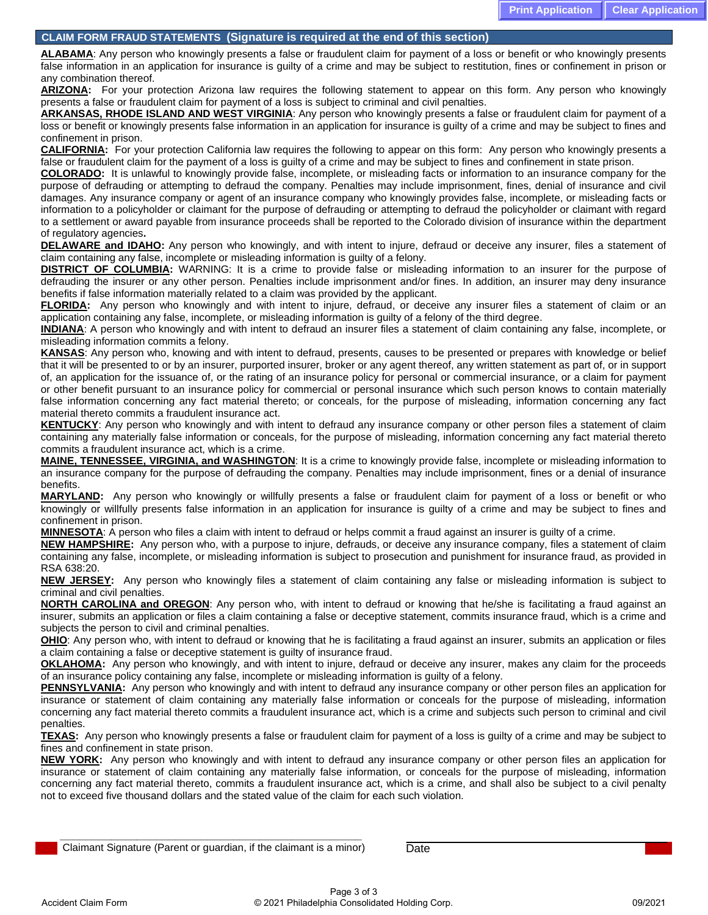## CLAIM FORM FRAUD STATEMENTS (Signature is required at the end of this section)

**ALABAMA**: Any person who knowingly presents a false or fraudulent claim for payment of a loss or benefit or who knowingly presents false information in an application for insurance is guilty of a crime and may be subject to restitution, fines or confinement in prison or any combination thereof.

**ARIZONA:** For your protection Arizona law requires the following statement to appear on this form. Any person who knowingly presents a false or fraudulent claim for payment of a loss is subject to criminal and civil penalties.

**ARKANSAS, RHODE ISLAND AND WEST VIRGINIA**: Any person who knowingly presents a false or fraudulent claim for payment of a loss or benefit or knowingly presents false information in an application for insurance is guilty of a crime and may be subject to fines and confinement in prison.

**CALIFORNIA:** For your protection California law requires the following to appear on this form: Any person who knowingly presents a false or fraudulent claim for the payment of a loss is guilty of a crime and may be subject to fines and confinement in state prison.

**COLORADO:** It is unlawful to knowingly provide false, incomplete, or misleading facts or information to an insurance company for the purpose of defrauding or attempting to defraud the company. Penalties may include imprisonment, fines, denial of insurance and civil damages. Any insurance company or agent of an insurance company who knowingly provides false, incomplete, or misleading facts or information to a policyholder or claimant for the purpose of defrauding or attempting to defraud the policyholder or claimant with regard to a settlement or award payable from insurance proceeds shall be reported to the Colorado division of insurance within the department of regulatory agencies**.**

**DELAWARE and IDAHO:** Any person who knowingly, and with intent to injure, defraud or deceive any insurer, files a statement of claim containing any false, incomplete or misleading information is guilty of a felony.

**DISTRICT OF COLUMBIA:** WARNING: It is a crime to provide false or misleading information to an insurer for the purpose of defrauding the insurer or any other person. Penalties include imprisonment and/or fines. In addition, an insurer may deny insurance benefits if false information materially related to a claim was provided by the applicant.

**FLORIDA:** Any person who knowingly and with intent to injure, defraud, or deceive any insurer files a statement of claim or an application containing any false, incomplete, or misleading information is guilty of a felony of the third degree.

**INDIANA**: A person who knowingly and with intent to defraud an insurer files a statement of claim containing any false, incomplete, or misleading information commits a felony.

**KANSAS**: Any person who, knowing and with intent to defraud, presents, causes to be presented or prepares with knowledge or belief that it will be presented to or by an insurer, purported insurer, broker or any agent thereof, any written statement as part of, or in support of, an application for the issuance of, or the rating of an insurance policy for personal or commercial insurance, or a claim for payment or other benefit pursuant to an insurance policy for commercial or personal insurance which such person knows to contain materially false information concerning any fact material thereto; or conceals, for the purpose of misleading, information concerning any fact material thereto commits a fraudulent insurance act.

**KENTUCKY**: Any person who knowingly and with intent to defraud any insurance company or other person files a statement of claim containing any materially false information or conceals, for the purpose of misleading, information concerning any fact material thereto commits a fraudulent insurance act, which is a crime.

**MAINE, TENNESSEE, VIRGINIA, and WASHINGTON**: It is a crime to knowingly provide false, incomplete or misleading information to an insurance company for the purpose of defrauding the company. Penalties may include imprisonment, fines or a denial of insurance benefits.

**MARYLAND:** Any person who knowingly or willfully presents a false or fraudulent claim for payment of a loss or benefit or who knowingly or willfully presents false information in an application for insurance is guilty of a crime and may be subject to fines and confinement in prison.

**MINNESOTA**: A person who files a claim with intent to defraud or helps commit a fraud against an insurer is guilty of a crime.

**NEW HAMPSHIRE:** Any person who, with a purpose to injure, defrauds, or deceive any insurance company, files a statement of claim containing any false, incomplete, or misleading information is subject to prosecution and punishment for insurance fraud, as provided in RSA 638:20.

**NEW JERSEY:** Any person who knowingly files a statement of claim containing any false or misleading information is subject to criminal and civil penalties.

**NORTH CAROLINA and OREGON**: Any person who, with intent to defraud or knowing that he/she is facilitating a fraud against an insurer, submits an application or files a claim containing a false or deceptive statement, commits insurance fraud, which is a crime and subjects the person to civil and criminal penalties.

**OHIO**: Any person who, with intent to defraud or knowing that he is facilitating a fraud against an insurer, submits an application or files a claim containing a false or deceptive statement is guilty of insurance fraud.

**OKLAHOMA:** Any person who knowingly, and with intent to injure, defraud or deceive any insurer, makes any claim for the proceeds of an insurance policy containing any false, incomplete or misleading information is guilty of a felony.

**PENNSYLVANIA:** Any person who knowingly and with intent to defraud any insurance company or other person files an application for insurance or statement of claim containing any materially false information or conceals for the purpose of misleading, information concerning any fact material thereto commits a fraudulent insurance act, which is a crime and subjects such person to criminal and civil penalties.

**TEXAS:** Any person who knowingly presents a false or fraudulent claim for payment of a loss is guilty of a crime and may be subject to fines and confinement in state prison.

**NEW YORK:** Any person who knowingly and with intent to defraud any insurance company or other person files an application for insurance or statement of claim containing any materially false information, or conceals for the purpose of misleading, information concerning any fact material thereto, commits a fraudulent insurance act, which is a crime, and shall also be subject to a civil penalty not to exceed five thousand dollars and the stated value of the claim for each such violation.

\_\_\_\_\_\_\_\_\_\_\_\_\_\_\_\_\_\_\_\_\_\_\_\_\_\_\_\_\_\_\_\_\_\_\_\_\_\_\_\_\_\_\_\_ \_\_\_\_\_\_\_\_\_\_\_\_\_\_\_\_\_\_\_\_\_\_\_\_\_\_\_\_\_\_\_\_\_\_\_\_

Claimant Signature (Parent or guardian, if the claimant is a minor) Date

Accident Claim Form © 2021 Philadelphia Consolidated Holding Corp. 09/2021